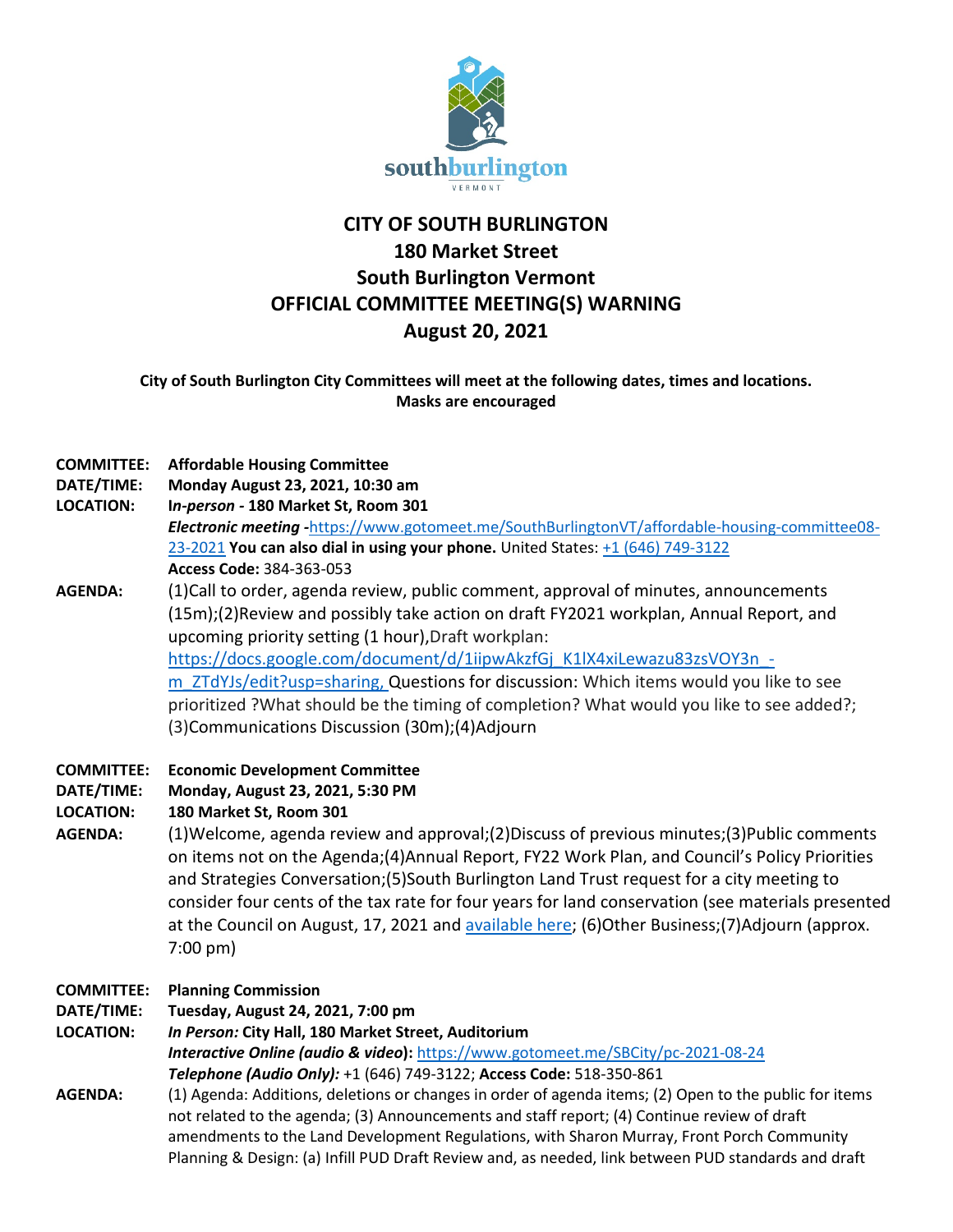# CITY OF SOUTH BURLINGTON
## 180 Market Street
## South Burlington Vermont
## OFFICIAL COMMITTEE MEETING(S) WARNING
## August 20, 2021

**City of South Burlington City Committees will meet at the following dates, times and locations. Masks are encouraged**

**COMMITTEE:** **Affordable Housing Committee**
**DATE/TIME:** **Monday August 23, 2021, 10:30 am**
**LOCATION:** **I*n-person* - 180 Market St, Room 301**
***Electronic meeting*** -https://www.gotomeet.me/SouthBurlingtonVT/affordable-housing-committee08-23-2021 **You can also dial in using your phone.** United States: +1 (646) 749-3122
**Access Code:** 384-363-053
**AGENDA:** (1)Call to order, agenda review, public comment, approval of minutes, announcements (15m);(2)Review and possibly take action on draft FY2021 workplan, Annual Report, and upcoming priority setting (1 hour),Draft workplan: https://docs.google.com/document/d/1iipwAkzfGj_K1lX4xiLewazu83zsVOY3n_-m_ZTdYJs/edit?usp=sharing, Questions for discussion: Which items would you like to see prioritized ?What should be the timing of completion? What would you like to see added?; (3)Communications Discussion (30m);(4)Adjourn

**COMMITTEE:** **Economic Development Committee**
**DATE/TIME:** **Monday, August 23, 2021, 5:30 PM**
**LOCATION:** **180 Market St, Room 301**
**AGENDA:** (1)Welcome, agenda review and approval;(2)Discuss of previous minutes;(3)Public comments on items not on the Agenda;(4)Annual Report, FY22 Work Plan, and Council's Policy Priorities and Strategies Conversation;(5)South Burlington Land Trust request for a city meeting to consider four cents of the tax rate for four years for land conservation (see materials presented at the Council on August, 17, 2021 and available here; (6)Other Business;(7)Adjourn (approx. 7:00 pm)

**COMMITTEE:** **Planning Commission**
**DATE/TIME:** **Tuesday, August 24, 2021, 7:00 pm**
**LOCATION:** ***In Person:* City Hall, 180 Market Street, Auditorium**
***Interactive Online (audio & video*)**: https://www.gotomeet.me/SBCity/pc-2021-08-24
***Telephone (Audio Only):*** +1 (646) 749-3122; **Access Code:** 518-350-861
**AGENDA:** (1) Agenda: Additions, deletions or changes in order of agenda items; (2) Open to the public for items not related to the agenda; (3) Announcements and staff report; (4) Continue review of draft amendments to the Land Development Regulations, with Sharon Murray, Front Porch Community Planning & Design: (a) Infill PUD Draft Review and, as needed, link between PUD standards and draft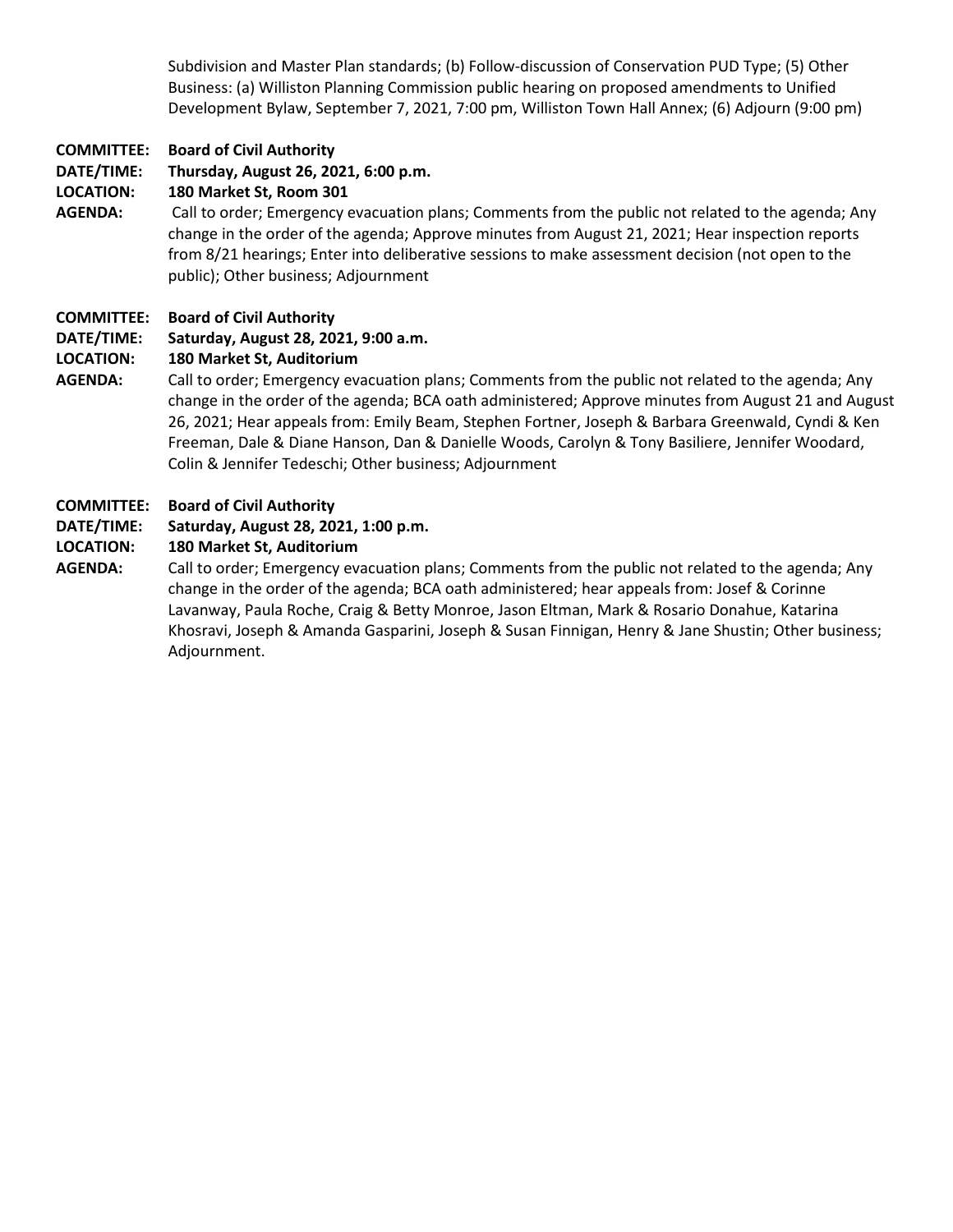Subdivision and Master Plan standards; (b) Follow-discussion of Conservation PUD Type; (5) Other Business: (a) Williston Planning Commission public hearing on proposed amendments to Unified Development Bylaw, September 7, 2021, 7:00 pm, Williston Town Hall Annex; (6) Adjourn (9:00 pm)

**COMMITTEE: Board of Civil Authority**
**DATE/TIME: Thursday, August 26, 2021, 6:00 p.m.**
**LOCATION: 180 Market St, Room 301**
**AGENDA:** Call to order; Emergency evacuation plans; Comments from the public not related to the agenda; Any change in the order of the agenda; Approve minutes from August 21, 2021; Hear inspection reports from 8/21 hearings; Enter into deliberative sessions to make assessment decision (not open to the public); Other business; Adjournment

**COMMITTEE: Board of Civil Authority**
**DATE/TIME: Saturday, August 28, 2021, 9:00 a.m.**
**LOCATION: 180 Market St, Auditorium**
**AGENDA:** Call to order; Emergency evacuation plans; Comments from the public not related to the agenda; Any change in the order of the agenda; BCA oath administered; Approve minutes from August 21 and August 26, 2021; Hear appeals from: Emily Beam, Stephen Fortner, Joseph & Barbara Greenwald, Cyndi & Ken Freeman, Dale & Diane Hanson, Dan & Danielle Woods, Carolyn & Tony Basiliere, Jennifer Woodard, Colin & Jennifer Tedeschi; Other business; Adjournment

**COMMITTEE: Board of Civil Authority**
**DATE/TIME: Saturday, August 28, 2021, 1:00 p.m.**
**LOCATION: 180 Market St, Auditorium**
**AGENDA:** Call to order; Emergency evacuation plans; Comments from the public not related to the agenda; Any change in the order of the agenda; BCA oath administered; hear appeals from: Josef & Corinne Lavanway, Paula Roche, Craig & Betty Monroe, Jason Eltman, Mark & Rosario Donahue, Katarina Khosravi, Joseph & Amanda Gasparini, Joseph & Susan Finnigan, Henry & Jane Shustin; Other business; Adjournment.